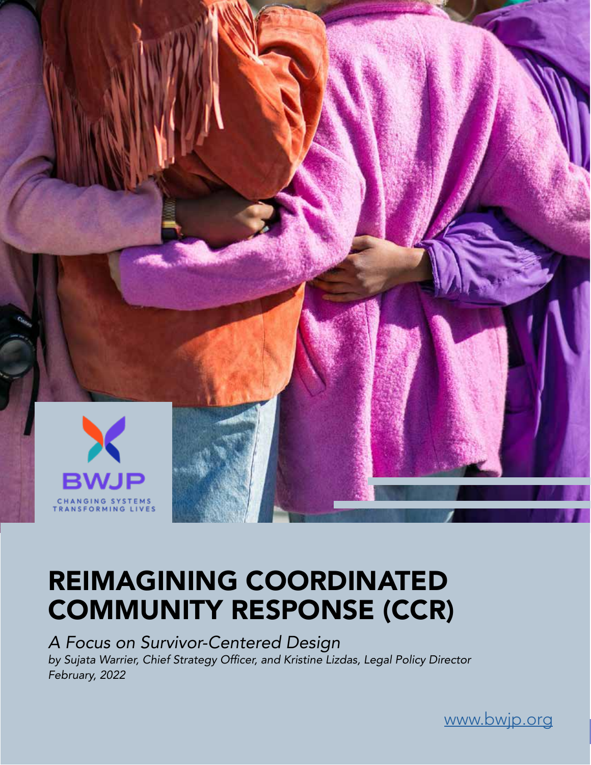BWJP

CHANGING SYSTEMS TRANSFORMING LIVES

# REIMAGINING COORDINATED COMMUNITY RESPONSE (CCR)

*A Focus on Survivor-Centered Design*

*by Sujata Warrier, Chief Strategy Officer, and Kristine Lizdas, Legal Policy Director*

*February, 2022*

www.bwjp.org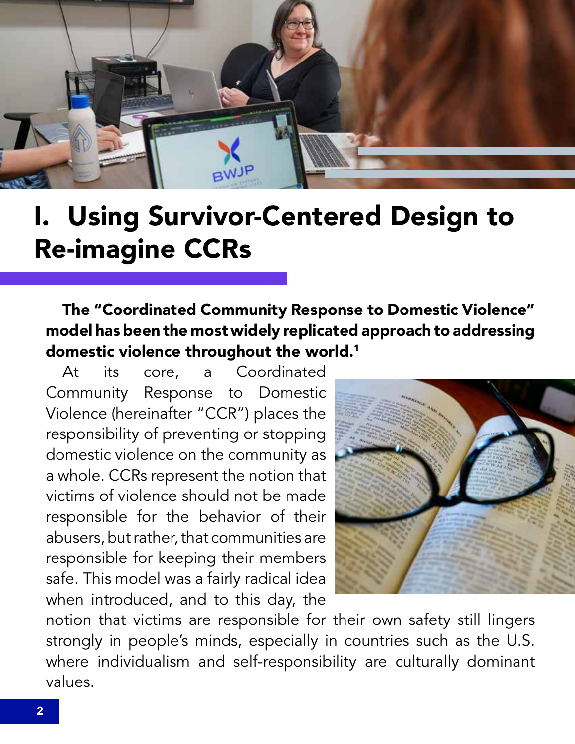# I. Using Survivor-Centered Design to Re-imagine CCRs

**The "Coordinated Community Response to Domestic Violence" model has been the most widely replicated approach to addressing domestic violence throughout the world.[1]**

At its core, a Coordinated Community Response to Domestic Violence (hereinafter "CCR") places the responsibility of preventing or stopping domestic violence on the community as a whole. CCRs represent the notion that victims of violence should not be made responsible for the behavior of their abusers, but rather, that communities are responsible for keeping their members safe. This model was a fairly radical idea when introduced, and to this day, the notion that victims are responsible for their own safety still lingers strongly in people's minds, especially in countries such as the U.S. where individualism and self-responsibility are culturally dominant values.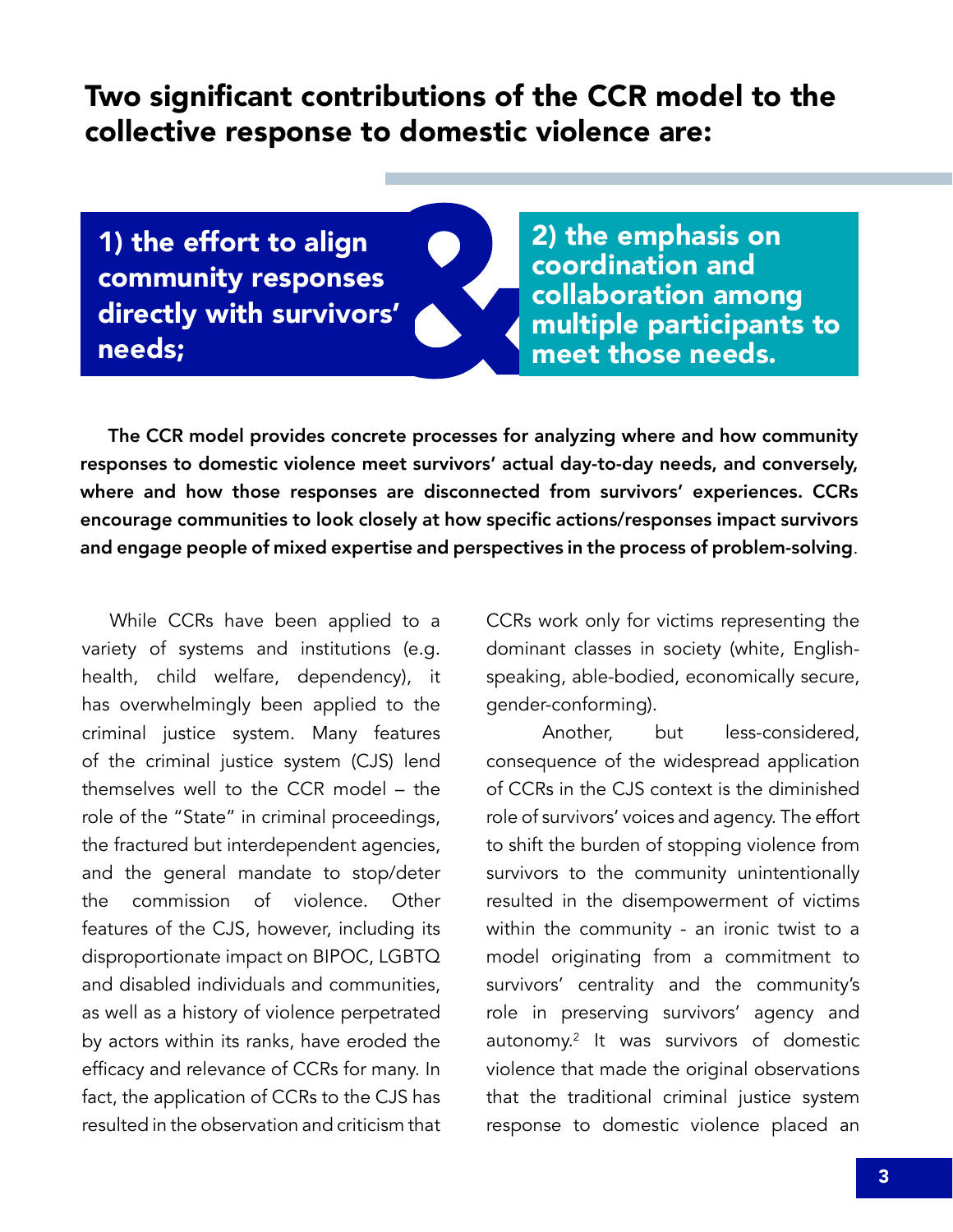## Two significant contributions of the CCR model to the collective response to domestic violence are:

**1) the effort to align community responses directly with survivors' needs;**

**&**

**2) the emphasis on coordination and collaboration among multiple participants to meet those needs.**

**The CCR model provides concrete processes for analyzing where and how community responses to domestic violence meet survivors' actual day-to-day needs, and conversely, where and how those responses are disconnected from survivors' experiences. CCRs encourage communities to look closely at how specific actions/responses impact survivors and engage people of mixed expertise and perspectives in the process of problem-solving**.

While CCRs have been applied to a variety of systems and institutions (e.g. health, child welfare, dependency), it has overwhelmingly been applied to the criminal justice system. Many features of the criminal justice system (CJS) lend themselves well to the CCR model – the role of the "State" in criminal proceedings, the fractured but interdependent agencies, and the general mandate to stop/deter the commission of violence. Other features of the CJS, however, including its disproportionate impact on BIPOC, LGBTQ and disabled individuals and communities, as well as a history of violence perpetrated by actors within its ranks, have eroded the efficacy and relevance of CCRs for many. In fact, the application of CCRs to the CJS has resulted in the observation and criticism that CCRs work only for victims representing the dominant classes in society (white, English-speaking, able-bodied, economically secure, gender-conforming).

Another, but less-considered, consequence of the widespread application of CCRs in the CJS context is the diminished role of survivors' voices and agency. The effort to shift the burden of stopping violence from survivors to the community unintentionally resulted in the disempowerment of victims within the community - an ironic twist to a model originating from a commitment to survivors' centrality and the community's role in preserving survivors' agency and autonomy.[2] It was survivors of domestic violence that made the original observations that the traditional criminal justice system response to domestic violence placed an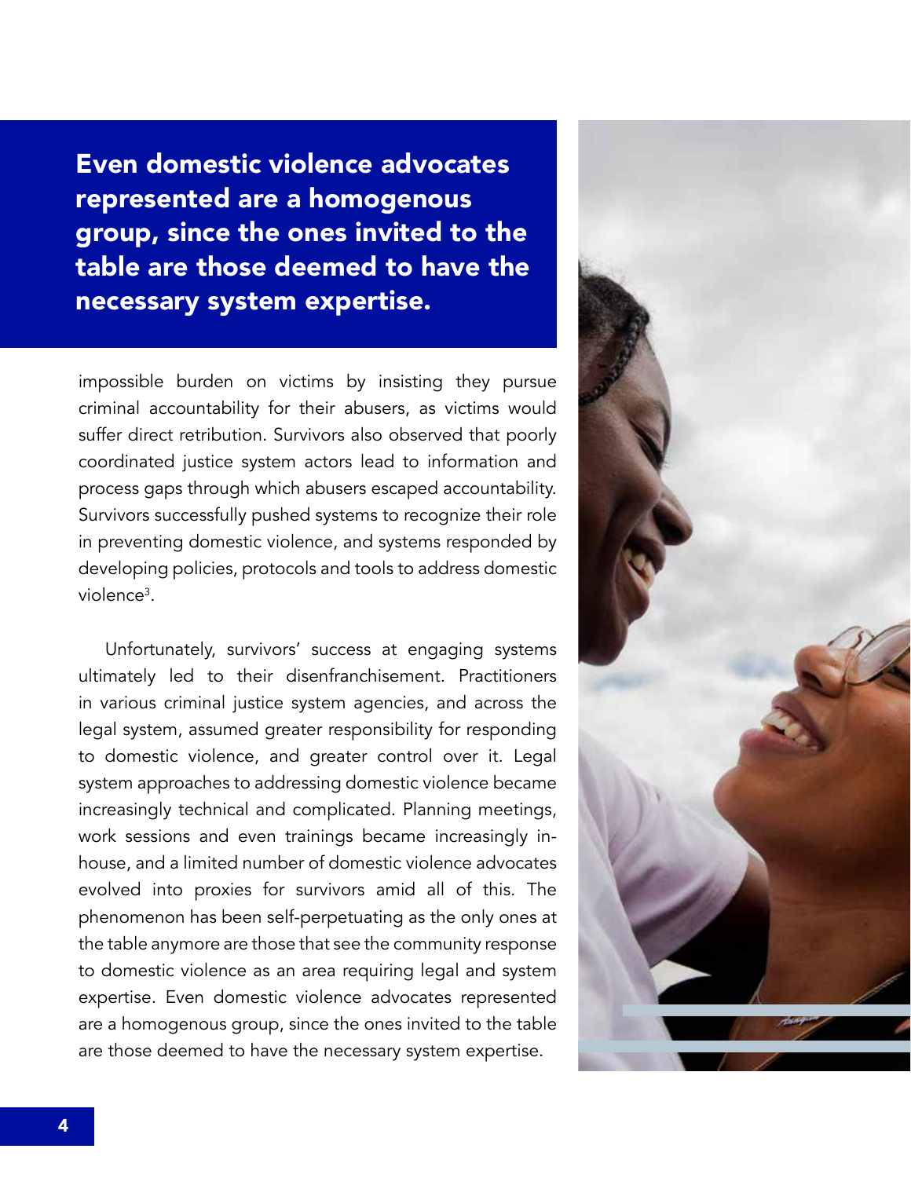**Even domestic violence advocates represented are a homogenous group, since the ones invited to the table are those deemed to have the necessary system expertise.**

impossible burden on victims by insisting they pursue criminal accountability for their abusers, as victims would suffer direct retribution. Survivors also observed that poorly coordinated justice system actors lead to information and process gaps through which abusers escaped accountability. Survivors successfully pushed systems to recognize their role in preventing domestic violence, and systems responded by developing policies, protocols and tools to address domestic violence[3].

Unfortunately, survivors' success at engaging systems ultimately led to their disenfranchisement. Practitioners in various criminal justice system agencies, and across the legal system, assumed greater responsibility for responding to domestic violence, and greater control over it. Legal system approaches to addressing domestic violence became increasingly technical and complicated. Planning meetings, work sessions and even trainings became increasingly in-house, and a limited number of domestic violence advocates evolved into proxies for survivors amid all of this. The phenomenon has been self-perpetuating as the only ones at the table anymore are those that see the community response to domestic violence as an area requiring legal and system expertise. Even domestic violence advocates represented are a homogenous group, since the ones invited to the table are those deemed to have the necessary system expertise.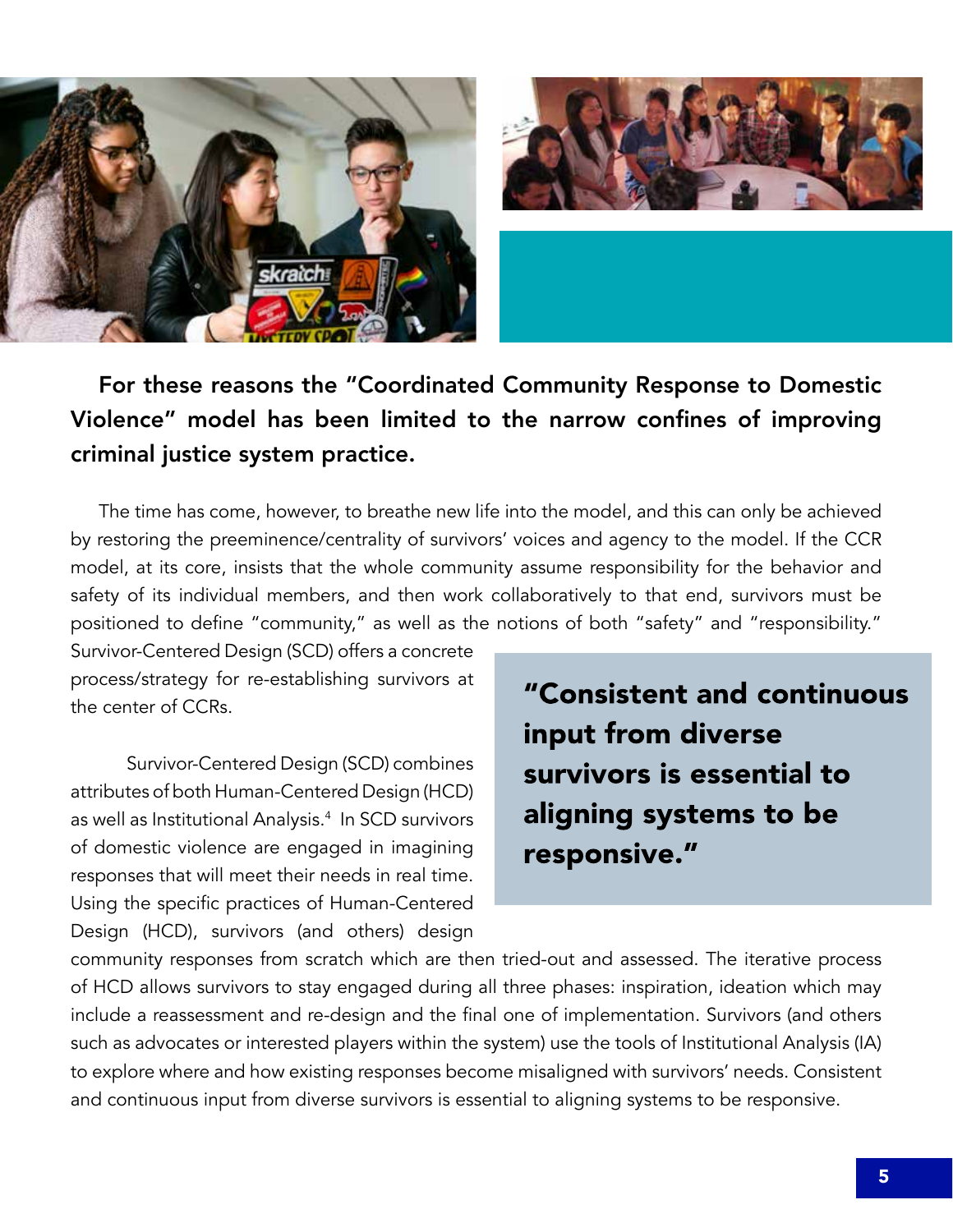**For these reasons the "Coordinated Community Response to Domestic Violence" model has been limited to the narrow confines of improving criminal justice system practice.**

The time has come, however, to breathe new life into the model, and this can only be achieved by restoring the preeminence/centrality of survivors' voices and agency to the model. If the CCR model, at its core, insists that the whole community assume responsibility for the behavior and safety of its individual members, and then work collaboratively to that end, survivors must be positioned to define "community," as well as the notions of both "safety" and "responsibility." Survivor-Centered Design (SCD) offers a concrete process/strategy for re-establishing survivors at the center of CCRs.

> **"Consistent and continuous input from diverse survivors is essential to aligning systems to be responsive."**

Survivor-Centered Design (SCD) combines attributes of both Human-Centered Design (HCD) as well as Institutional Analysis.[4] In SCD survivors of domestic violence are engaged in imagining responses that will meet their needs in real time. Using the specific practices of Human-Centered Design (HCD), survivors (and others) design community responses from scratch which are then tried-out and assessed. The iterative process of HCD allows survivors to stay engaged during all three phases: inspiration, ideation which may include a reassessment and re-design and the final one of implementation. Survivors (and others such as advocates or interested players within the system) use the tools of Institutional Analysis (IA) to explore where and how existing responses become misaligned with survivors' needs. Consistent and continuous input from diverse survivors is essential to aligning systems to be responsive.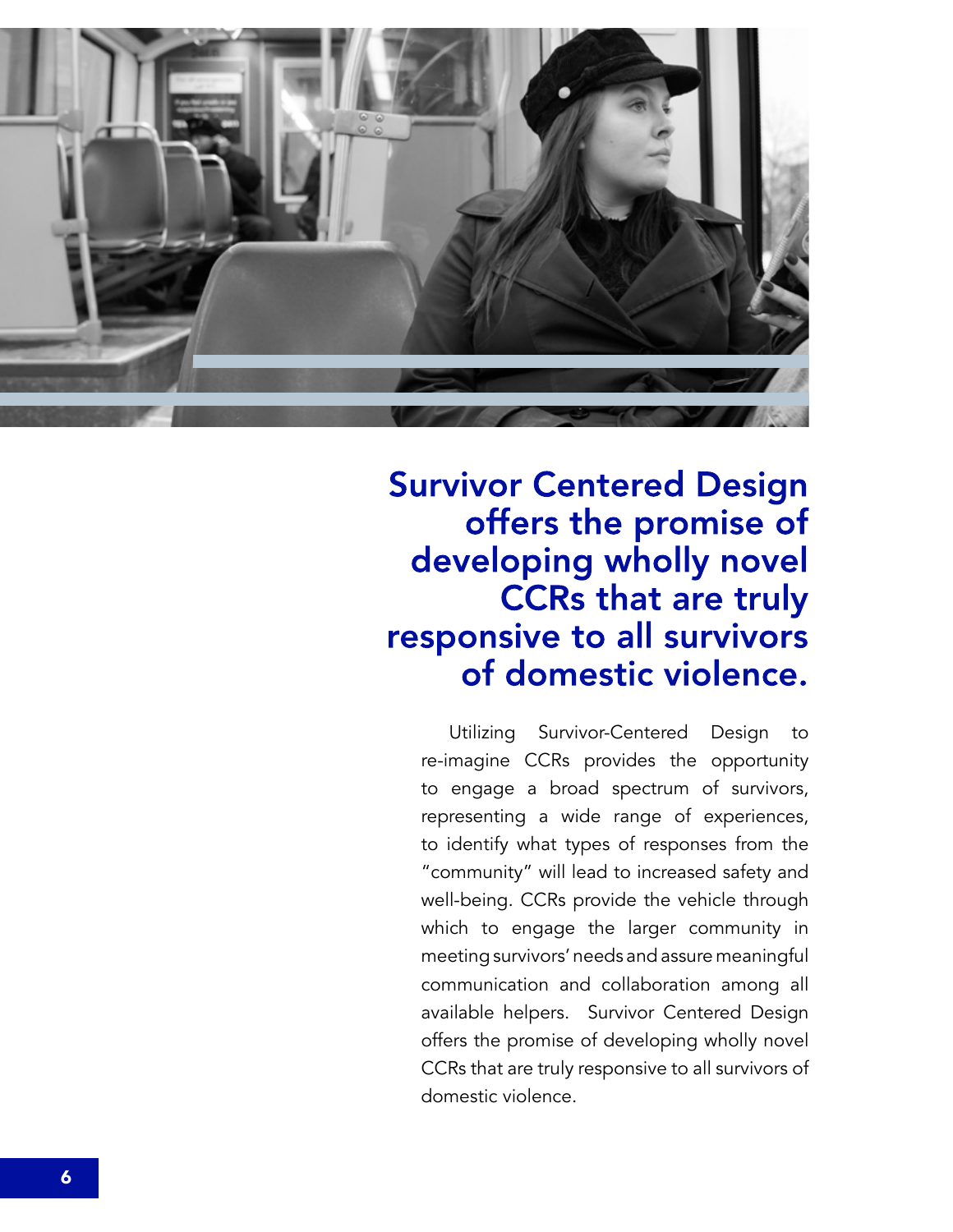## Survivor Centered Design offers the promise of developing wholly novel CCRs that are truly responsive to all survivors of domestic violence.

Utilizing Survivor-Centered Design to re-imagine CCRs provides the opportunity to engage a broad spectrum of survivors, representing a wide range of experiences, to identify what types of responses from the "community" will lead to increased safety and well-being. CCRs provide the vehicle through which to engage the larger community in meeting survivors' needs and assure meaningful communication and collaboration among all available helpers. Survivor Centered Design offers the promise of developing wholly novel CCRs that are truly responsive to all survivors of domestic violence.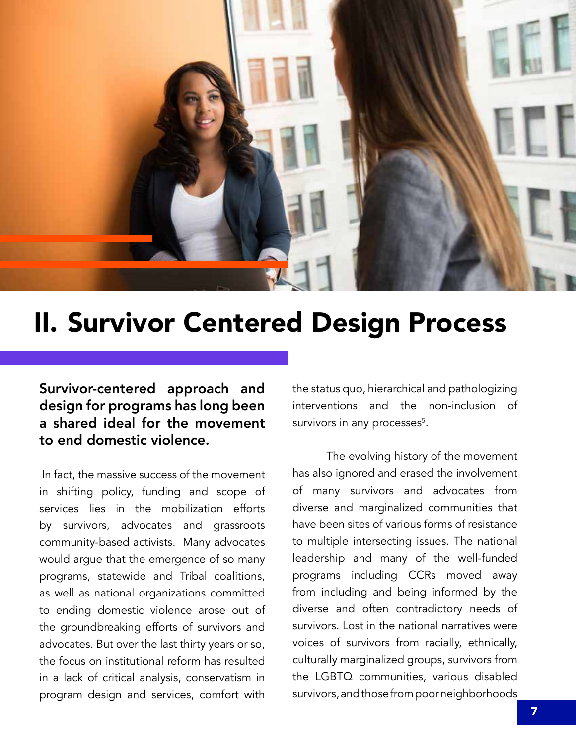# II. Survivor Centered Design Process

**Survivor-centered approach and design for programs has long been a shared ideal for the movement to end domestic violence.**

In fact, the massive success of the movement in shifting policy, funding and scope of services lies in the mobilization efforts by survivors, advocates and grassroots community-based activists. Many advocates would argue that the emergence of so many programs, statewide and Tribal coalitions, as well as national organizations committed to ending domestic violence arose out of the groundbreaking efforts of survivors and advocates. But over the last thirty years or so, the focus on institutional reform has resulted in a lack of critical analysis, conservatism in program design and services, comfort with the status quo, hierarchical and pathologizing interventions and the non-inclusion of survivors in any processes[5].

The evolving history of the movement has also ignored and erased the involvement of many survivors and advocates from diverse and marginalized communities that have been sites of various forms of resistance to multiple intersecting issues. The national leadership and many of the well-funded programs including CCRs moved away from including and being informed by the diverse and often contradictory needs of survivors. Lost in the national narratives were voices of survivors from racially, ethnically, culturally marginalized groups, survivors from the LGBTQ communities, various disabled survivors, and those from poor neighborhoods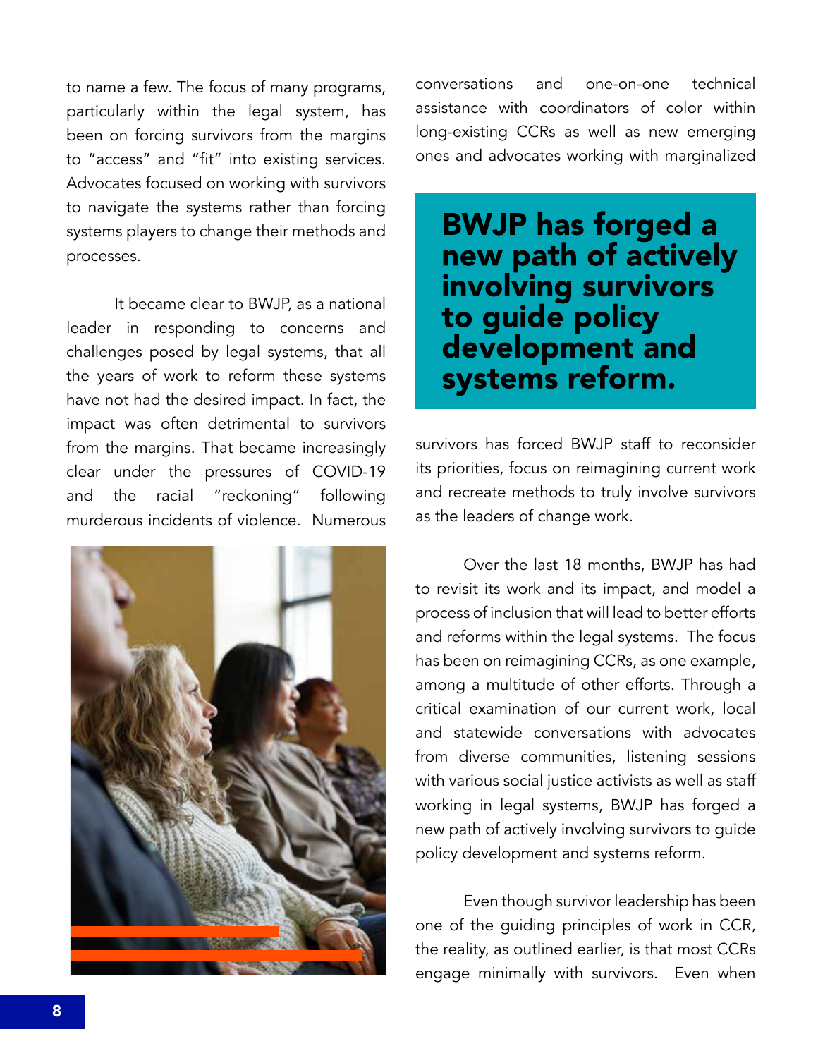to name a few. The focus of many programs, particularly within the legal system, has been on forcing survivors from the margins to "access" and "fit" into existing services. Advocates focused on working with survivors to navigate the systems rather than forcing systems players to change their methods and processes.

It became clear to BWJP, as a national leader in responding to concerns and challenges posed by legal systems, that all the years of work to reform these systems have not had the desired impact. In fact, the impact was often detrimental to survivors from the margins. That became increasingly clear under the pressures of COVID-19 and the racial "reckoning" following murderous incidents of violence. Numerous conversations and one-on-one technical assistance with coordinators of color within long-existing CCRs as well as new emerging ones and advocates working with marginalized survivors has forced BWJP staff to reconsider its priorities, focus on reimagining current work and recreate methods to truly involve survivors as the leaders of change work.

**BWJP has forged a new path of actively involving survivors to guide policy development and systems reform.**

Over the last 18 months, BWJP has had to revisit its work and its impact, and model a process of inclusion that will lead to better efforts and reforms within the legal systems. The focus has been on reimagining CCRs, as one example, among a multitude of other efforts. Through a critical examination of our current work, local and statewide conversations with advocates from diverse communities, listening sessions with various social justice activists as well as staff working in legal systems, BWJP has forged a new path of actively involving survivors to guide policy development and systems reform.

Even though survivor leadership has been one of the guiding principles of work in CCR, the reality, as outlined earlier, is that most CCRs engage minimally with survivors. Even when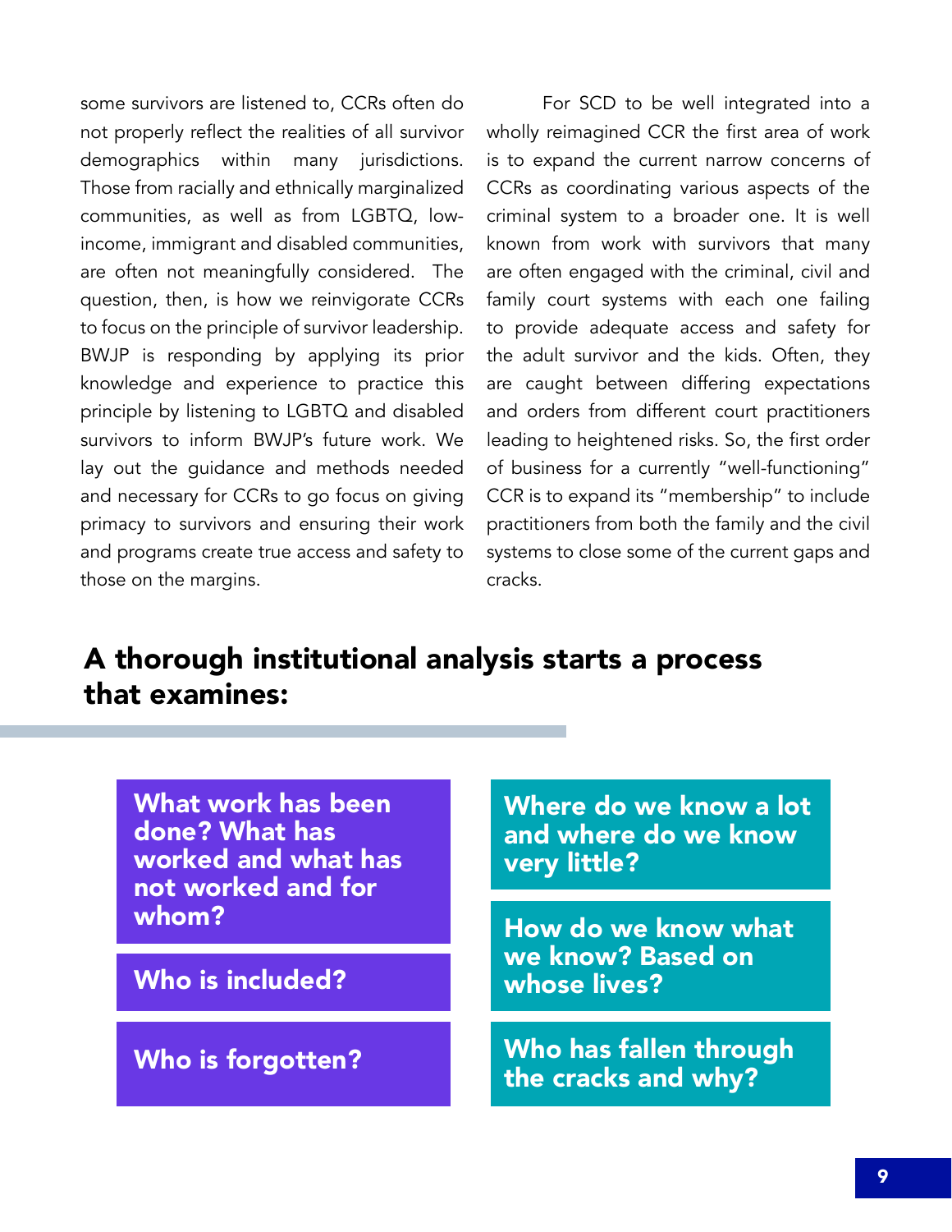some survivors are listened to, CCRs often do not properly reflect the realities of all survivor demographics within many jurisdictions. Those from racially and ethnically marginalized communities, as well as from LGBTQ, low-income, immigrant and disabled communities, are often not meaningfully considered. The question, then, is how we reinvigorate CCRs to focus on the principle of survivor leadership. BWJP is responding by applying its prior knowledge and experience to practice this principle by listening to LGBTQ and disabled survivors to inform BWJP's future work. We lay out the guidance and methods needed and necessary for CCRs to go focus on giving primacy to survivors and ensuring their work and programs create true access and safety to those on the margins.

For SCD to be well integrated into a wholly reimagined CCR the first area of work is to expand the current narrow concerns of CCRs as coordinating various aspects of the criminal system to a broader one. It is well known from work with survivors that many are often engaged with the criminal, civil and family court systems with each one failing to provide adequate access and safety for the adult survivor and the kids. Often, they are caught between differing expectations and orders from different court practitioners leading to heightened risks. So, the first order of business for a currently "well-functioning" CCR is to expand its "membership" to include practitioners from both the family and the civil systems to close some of the current gaps and cracks.

## A thorough institutional analysis starts a process that examines:

- **What work has been done? What has worked and what has not worked and for whom?**
- **Who is included?**
- **Who is forgotten?**
- **Where do we know a lot and where do we know very little?**
- **How do we know what we know? Based on whose lives?**
- **Who has fallen through the cracks and why?**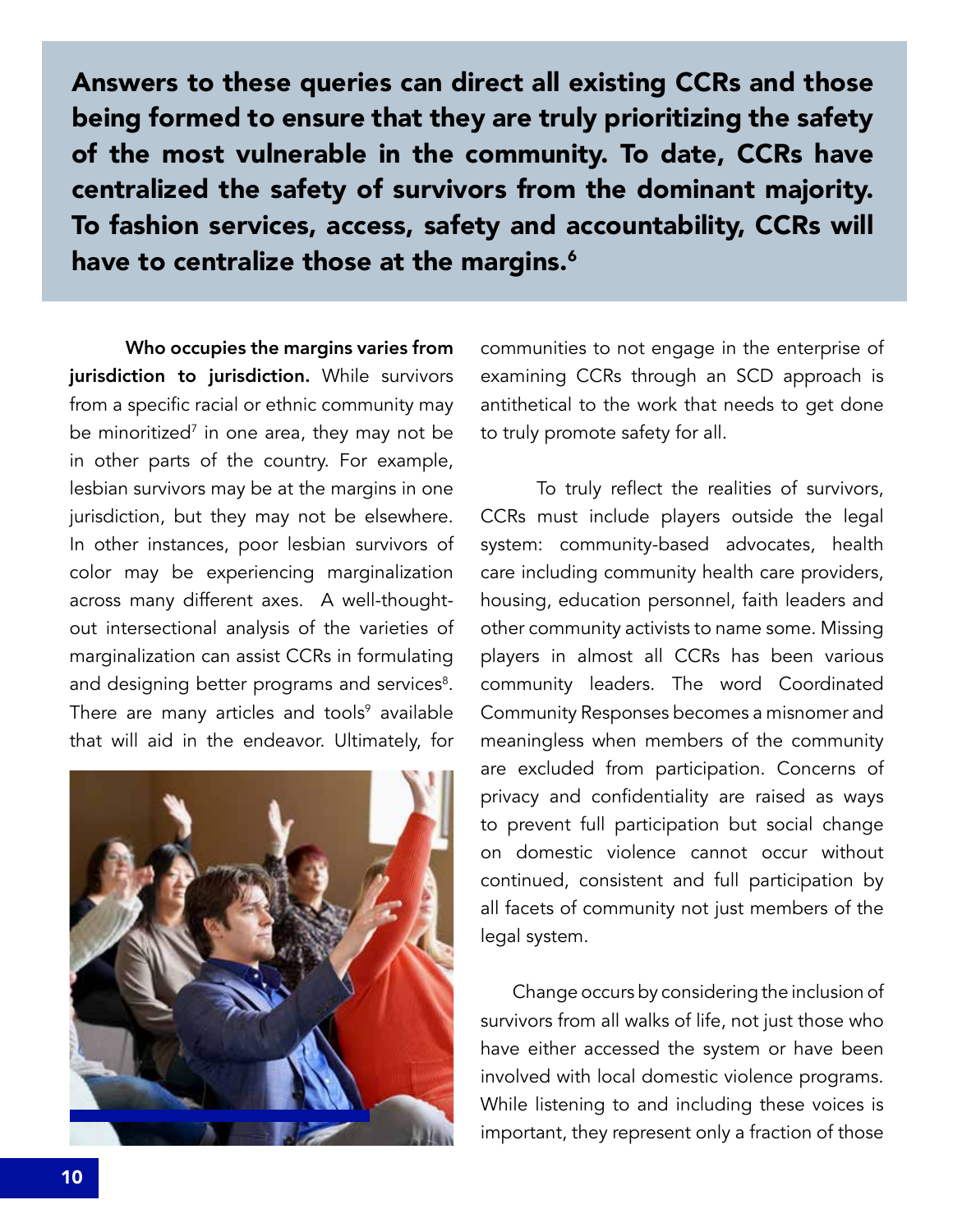**Answers to these queries can direct all existing CCRs and those being formed to ensure that they are truly prioritizing the safety of the most vulnerable in the community. To date, CCRs have centralized the safety of survivors from the dominant majority. To fashion services, access, safety and accountability, CCRs will have to centralize those at the margins.[6]**

**Who occupies the margins varies from jurisdiction to jurisdiction.** While survivors from a specific racial or ethnic community may be minoritized[7] in one area, they may not be in other parts of the country. For example, lesbian survivors may be at the margins in one jurisdiction, but they may not be elsewhere. In other instances, poor lesbian survivors of color may be experiencing marginalization across many different axes. A well-thought-out intersectional analysis of the varieties of marginalization can assist CCRs in formulating and designing better programs and services[8]. There are many articles and tools[9] available that will aid in the endeavor. Ultimately, for communities to not engage in the enterprise of examining CCRs through an SCD approach is antithetical to the work that needs to get done to truly promote safety for all.

To truly reflect the realities of survivors, CCRs must include players outside the legal system: community-based advocates, health care including community health care providers, housing, education personnel, faith leaders and other community activists to name some. Missing players in almost all CCRs has been various community leaders. The word Coordinated Community Responses becomes a misnomer and meaningless when members of the community are excluded from participation. Concerns of privacy and confidentiality are raised as ways to prevent full participation but social change on domestic violence cannot occur without continued, consistent and full participation by all facets of community not just members of the legal system.

Change occurs by considering the inclusion of survivors from all walks of life, not just those who have either accessed the system or have been involved with local domestic violence programs. While listening to and including these voices is important, they represent only a fraction of those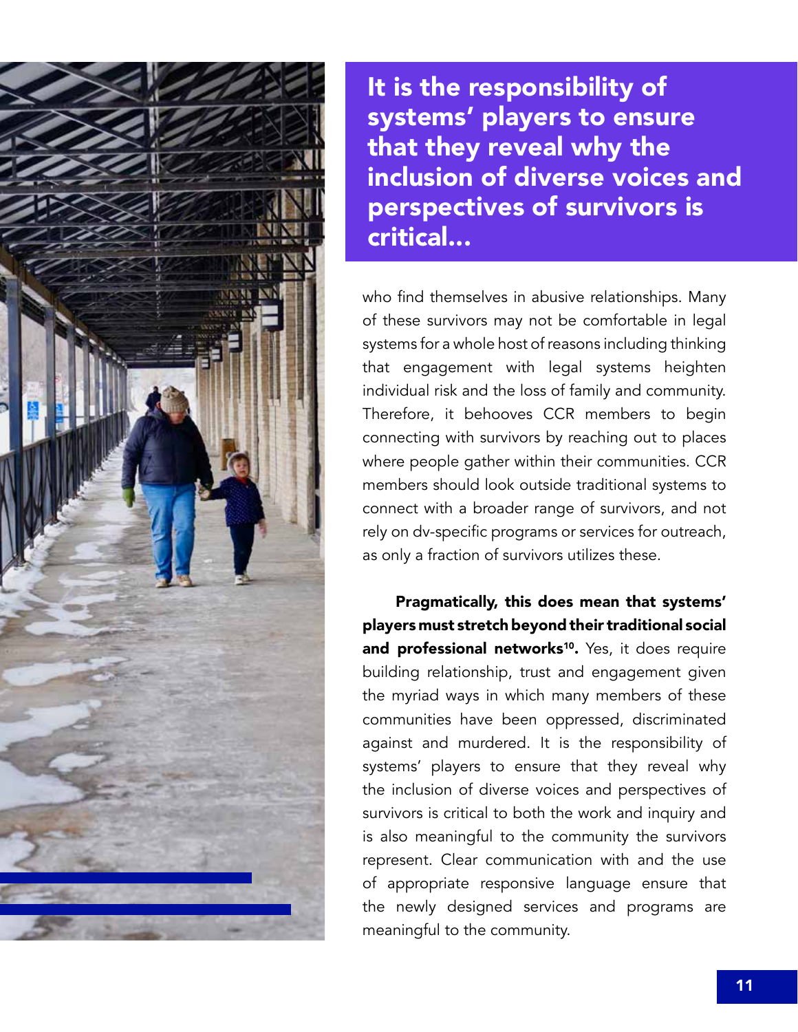> **It is the responsibility of systems' players to ensure that they reveal why the inclusion of diverse voices and perspectives of survivors is critical...**

who find themselves in abusive relationships. Many of these survivors may not be comfortable in legal systems for a whole host of reasons including thinking that engagement with legal systems heighten individual risk and the loss of family and community. Therefore, it behooves CCR members to begin connecting with survivors by reaching out to places where people gather within their communities. CCR members should look outside traditional systems to connect with a broader range of survivors, and not rely on dv-specific programs or services for outreach, as only a fraction of survivors utilizes these.

**Pragmatically, this does mean that systems' players must stretch beyond their traditional social and professional networks[10].** Yes, it does require building relationship, trust and engagement given the myriad ways in which many members of these communities have been oppressed, discriminated against and murdered. It is the responsibility of systems' players to ensure that they reveal why the inclusion of diverse voices and perspectives of survivors is critical to both the work and inquiry and is also meaningful to the community the survivors represent. Clear communication with and the use of appropriate responsive language ensure that the newly designed services and programs are meaningful to the community.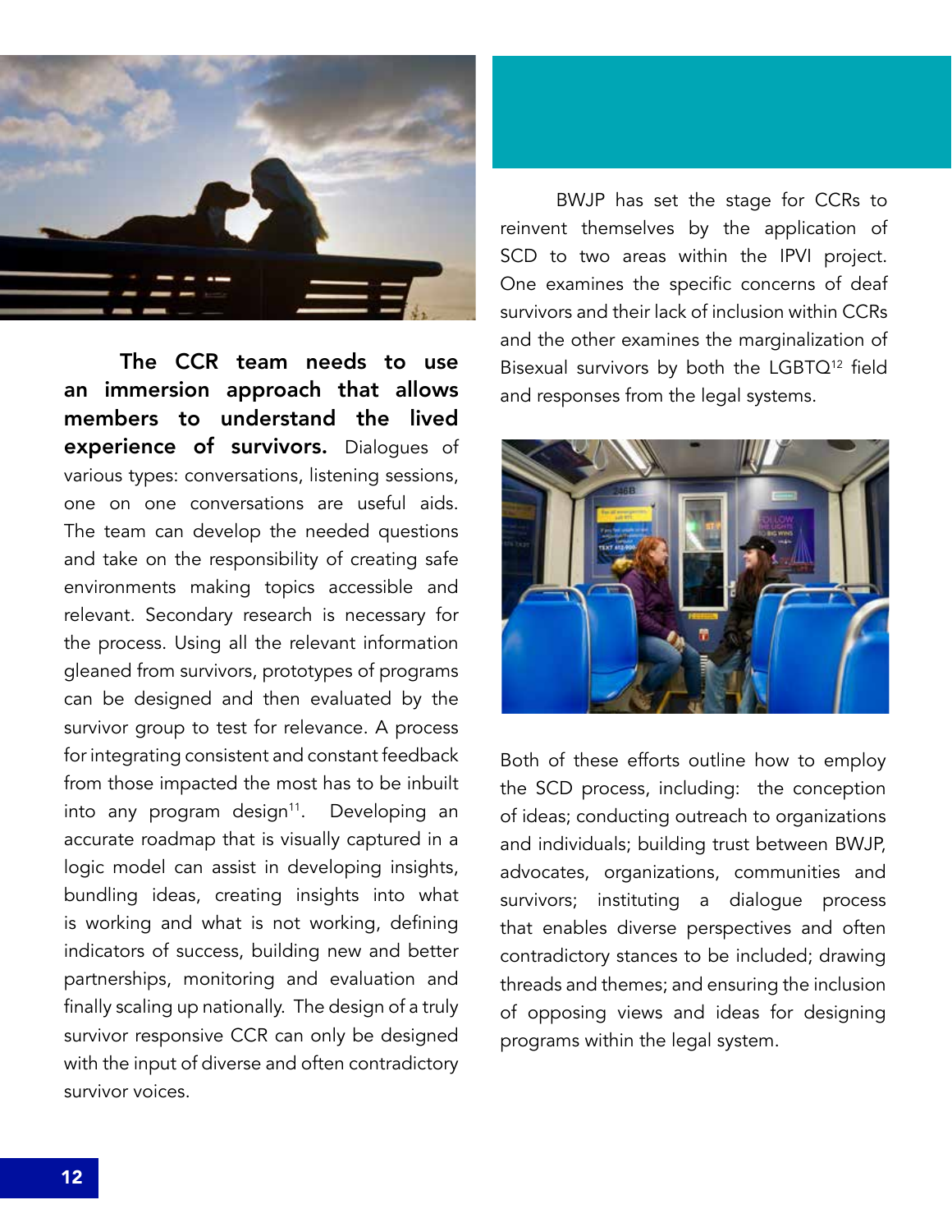**The CCR team needs to use an immersion approach that allows members to understand the lived experience of survivors.** Dialogues of various types: conversations, listening sessions, one on one conversations are useful aids. The team can develop the needed questions and take on the responsibility of creating safe environments making topics accessible and relevant. Secondary research is necessary for the process. Using all the relevant information gleaned from survivors, prototypes of programs can be designed and then evaluated by the survivor group to test for relevance. A process for integrating consistent and constant feedback from those impacted the most has to be inbuilt into any program design[11]. Developing an accurate roadmap that is visually captured in a logic model can assist in developing insights, bundling ideas, creating insights into what is working and what is not working, defining indicators of success, building new and better partnerships, monitoring and evaluation and finally scaling up nationally. The design of a truly survivor responsive CCR can only be designed with the input of diverse and often contradictory survivor voices.

BWJP has set the stage for CCRs to reinvent themselves by the application of SCD to two areas within the IPVI project. One examines the specific concerns of deaf survivors and their lack of inclusion within CCRs and the other examines the marginalization of Bisexual survivors by both the LGBTQ[12] field and responses from the legal systems.

Both of these efforts outline how to employ the SCD process, including: the conception of ideas; conducting outreach to organizations and individuals; building trust between BWJP, advocates, organizations, communities and survivors; instituting a dialogue process that enables diverse perspectives and often contradictory stances to be included; drawing threads and themes; and ensuring the inclusion of opposing views and ideas for designing programs within the legal system.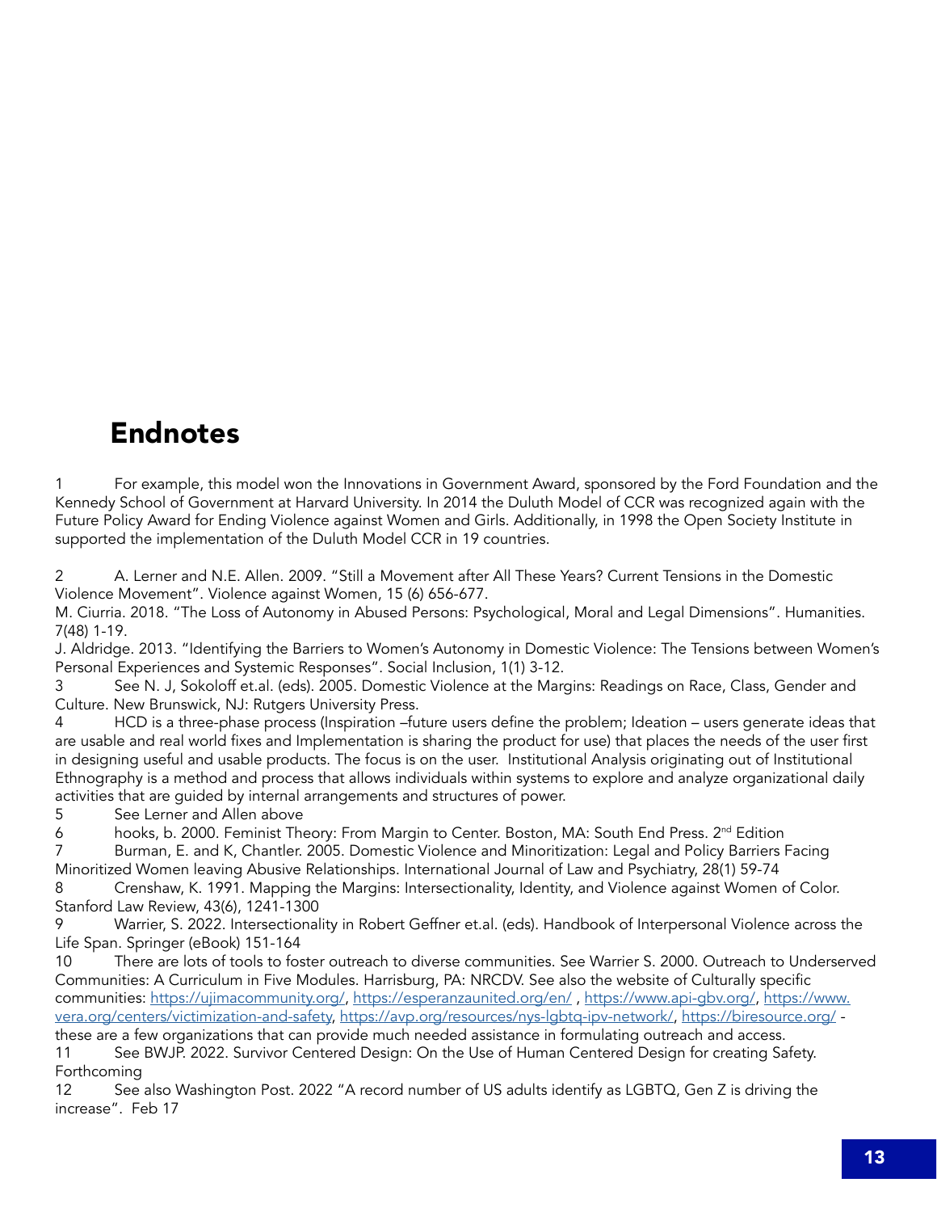## Endnotes

1 For example, this model won the Innovations in Government Award, sponsored by the Ford Foundation and the Kennedy School of Government at Harvard University. In 2014 the Duluth Model of CCR was recognized again with the Future Policy Award for Ending Violence against Women and Girls. Additionally, in 1998 the Open Society Institute in supported the implementation of the Duluth Model CCR in 19 countries.

2 A. Lerner and N.E. Allen. 2009. "Still a Movement after All These Years? Current Tensions in the Domestic Violence Movement". Violence against Women, 15 (6) 656-677.
M. Ciurria. 2018. "The Loss of Autonomy in Abused Persons: Psychological, Moral and Legal Dimensions". Humanities. 7(48) 1-19.
J. Aldridge. 2013. "Identifying the Barriers to Women's Autonomy in Domestic Violence: The Tensions between Women's Personal Experiences and Systemic Responses". Social Inclusion, 1(1) 3-12.

3 See N. J, Sokoloff et.al. (eds). 2005. Domestic Violence at the Margins: Readings on Race, Class, Gender and Culture. New Brunswick, NJ: Rutgers University Press.

4 HCD is a three-phase process (Inspiration –future users define the problem; Ideation – users generate ideas that are usable and real world fixes and Implementation is sharing the product for use) that places the needs of the user first in designing useful and usable products. The focus is on the user. Institutional Analysis originating out of Institutional Ethnography is a method and process that allows individuals within systems to explore and analyze organizational daily activities that are guided by internal arrangements and structures of power.

5 See Lerner and Allen above

6 hooks, b. 2000. Feminist Theory: From Margin to Center. Boston, MA: South End Press. 2nd Edition

7 Burman, E. and K, Chantler. 2005. Domestic Violence and Minoritization: Legal and Policy Barriers Facing Minoritized Women leaving Abusive Relationships. International Journal of Law and Psychiatry, 28(1) 59-74

8 Crenshaw, K. 1991. Mapping the Margins: Intersectionality, Identity, and Violence against Women of Color. Stanford Law Review, 43(6), 1241-1300

9 Warrier, S. 2022. Intersectionality in Robert Geffner et.al. (eds). Handbook of Interpersonal Violence across the Life Span. Springer (eBook) 151-164

10 There are lots of tools to foster outreach to diverse communities. See Warrier S. 2000. Outreach to Underserved Communities: A Curriculum in Five Modules. Harrisburg, PA: NRCDV. See also the website of Culturally specific communities: https://ujimacommunity.org/, https://esperanzaunited.org/en/ , https://www.api-gbv.org/, https://www.vera.org/centers/victimization-and-safety, https://avp.org/resources/nys-lgbtq-ipv-network/, https://biresource.org/ - these are a few organizations that can provide much needed assistance in formulating outreach and access.

11 See BWJP. 2022. Survivor Centered Design: On the Use of Human Centered Design for creating Safety. Forthcoming

12 See also Washington Post. 2022 "A record number of US adults identify as LGBTQ, Gen Z is driving the increase". Feb 17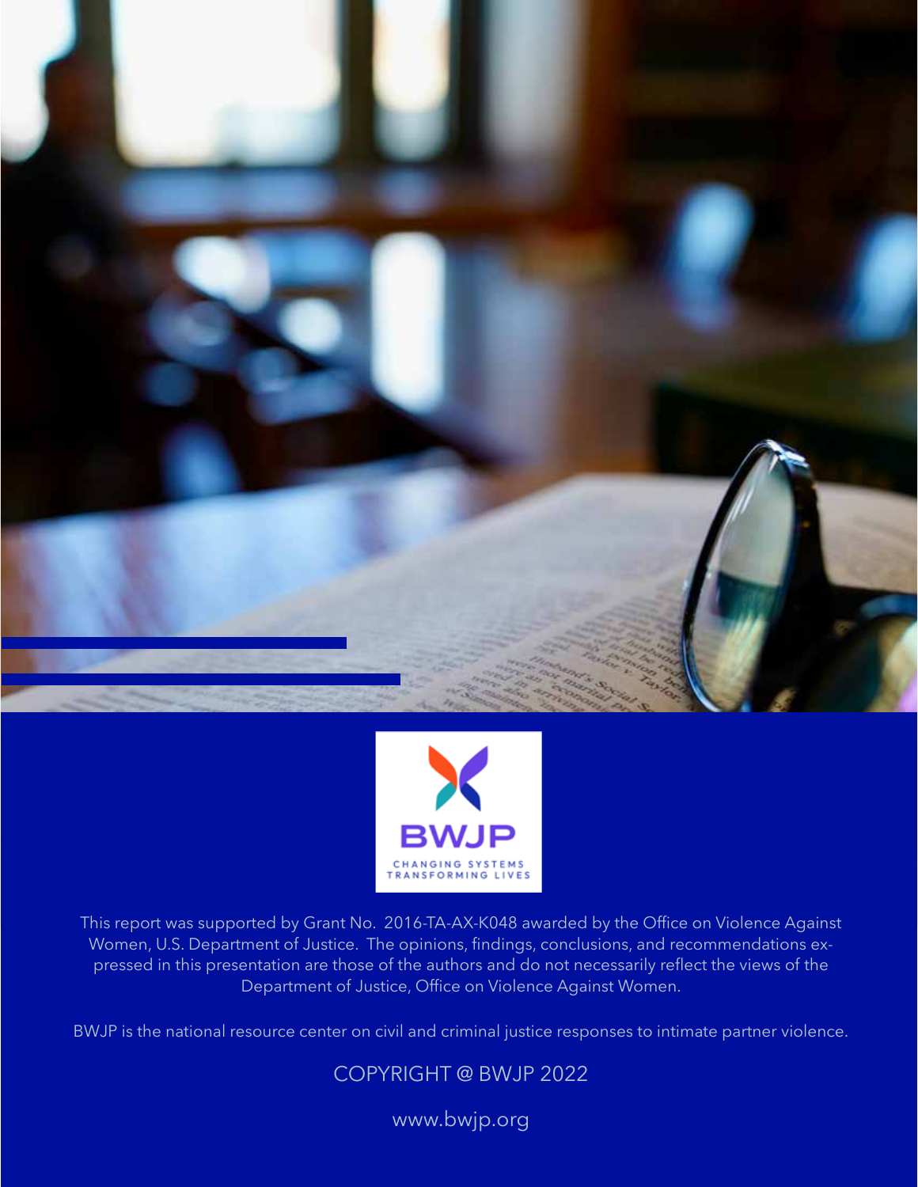BWJP

CHANGING SYSTEMS TRANSFORMING LIVES

This report was supported by Grant No. 2016-TA-AX-K048 awarded by the Office on Violence Against Women, U.S. Department of Justice. The opinions, findings, conclusions, and recommendations expressed in this presentation are those of the authors and do not necessarily reflect the views of the Department of Justice, Office on Violence Against Women.

BWJP is the national resource center on civil and criminal justice responses to intimate partner violence.

COPYRIGHT @ BWJP 2022

www.bwjp.org